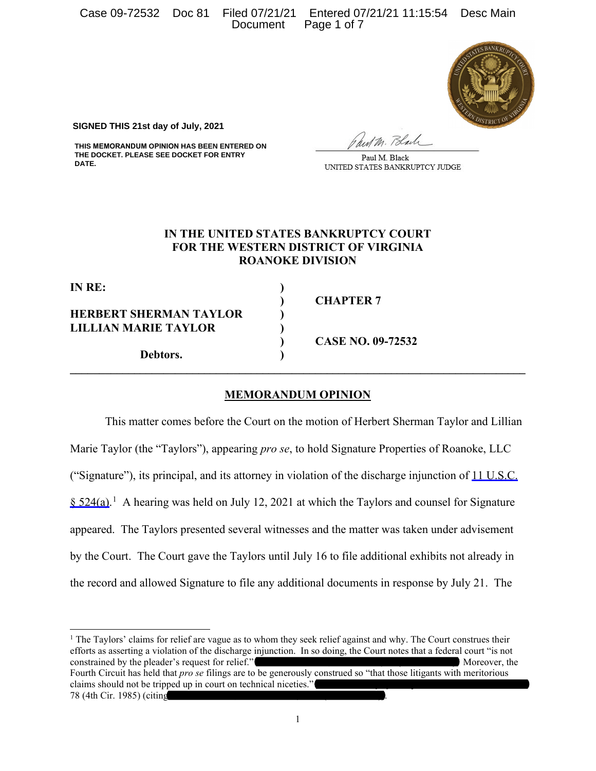**SIGNED THIS 21st day of July, 2021**

**THIS MEMORANDUM OPINION HAS BEEN ENTERED ON THE DOCKET. PLEASE SEE DOCKET FOR ENTRY DATE.**

Paul M. Black
UNITED STATES BANKRUPTCY JUDGE

**IN THE UNITED STATES BANKRUPTCY COURT**
**FOR THE WESTERN DISTRICT OF VIRGINIA**
**ROANOKE DIVISION**

| | | |
|---|---|---|
| **IN RE:** | ) | |
| | ) | **CHAPTER 7** |
| **HERBERT SHERMAN TAYLOR** | ) | |
| **LILLIAN MARIE TAYLOR** | ) | |
| | ) | **CASE NO. 09-72532** |
| **Debtors.** | ) | |

## MEMORANDUM OPINION

This matter comes before the Court on the motion of Herbert Sherman Taylor and Lillian Marie Taylor (the "Taylors"), appearing *pro se*, to hold Signature Properties of Roanoke, LLC ("Signature"), its principal, and its attorney in violation of the discharge injunction of 11 U.S.C. § 524(a).[1] A hearing was held on July 12, 2021 at which the Taylors and counsel for Signature appeared. The Taylors presented several witnesses and the matter was taken under advisement by the Court. The Court gave the Taylors until July 16 to file additional exhibits not already in the record and allowed Signature to file any additional documents in response by July 21. The

[1] The Taylors' claims for relief are vague as to whom they seek relief against and why. The Court construes their efforts as asserting a violation of the discharge injunction. In so doing, the Court notes that a federal court "is not constrained by the pleader's request for relief." [REDACTED] Moreover, the Fourth Circuit has held that *pro se* filings are to be generously construed so "that those litigants with meritorious claims should not be tripped up in court on technical niceties." [REDACTED] 78 (4th Cir. 1985) (citing [REDACTED]).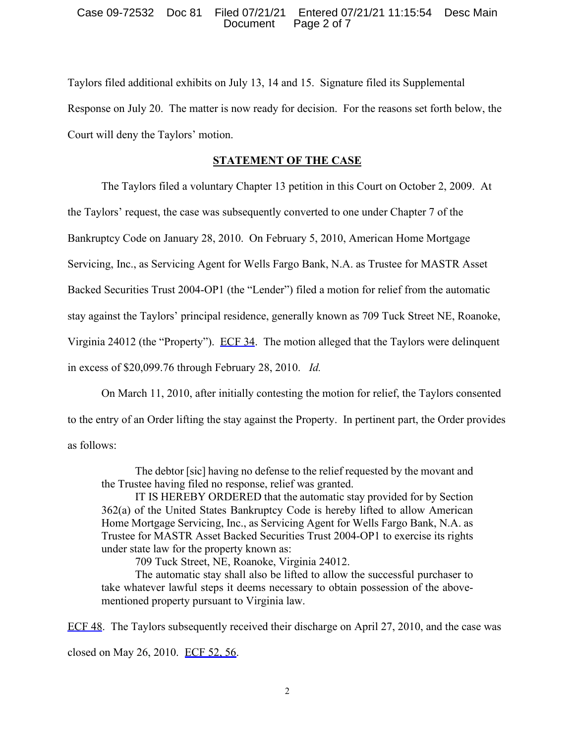Taylors filed additional exhibits on July 13, 14 and 15. Signature filed its Supplemental Response on July 20. The matter is now ready for decision. For the reasons set forth below, the Court will deny the Taylors' motion.

## STATEMENT OF THE CASE

The Taylors filed a voluntary Chapter 13 petition in this Court on October 2, 2009. At the Taylors' request, the case was subsequently converted to one under Chapter 7 of the Bankruptcy Code on January 28, 2010. On February 5, 2010, American Home Mortgage Servicing, Inc., as Servicing Agent for Wells Fargo Bank, N.A. as Trustee for MASTR Asset Backed Securities Trust 2004-OP1 (the "Lender") filed a motion for relief from the automatic stay against the Taylors' principal residence, generally known as 709 Tuck Street NE, Roanoke, Virginia 24012 (the "Property"). ECF 34. The motion alleged that the Taylors were delinquent in excess of $20,099.76 through February 28, 2010. *Id.*

On March 11, 2010, after initially contesting the motion for relief, the Taylors consented to the entry of an Order lifting the stay against the Property. In pertinent part, the Order provides as follows:

> The debtor [sic] having no defense to the relief requested by the movant and the Trustee having filed no response, relief was granted.
>
> IT IS HEREBY ORDERED that the automatic stay provided for by Section 362(a) of the United States Bankruptcy Code is hereby lifted to allow American Home Mortgage Servicing, Inc., as Servicing Agent for Wells Fargo Bank, N.A. as Trustee for MASTR Asset Backed Securities Trust 2004-OP1 to exercise its rights under state law for the property known as:
>
> 709 Tuck Street, NE, Roanoke, Virginia 24012.
>
> The automatic stay shall also be lifted to allow the successful purchaser to take whatever lawful steps it deems necessary to obtain possession of the above-mentioned property pursuant to Virginia law.

ECF 48. The Taylors subsequently received their discharge on April 27, 2010, and the case was closed on May 26, 2010. ECF 52, 56.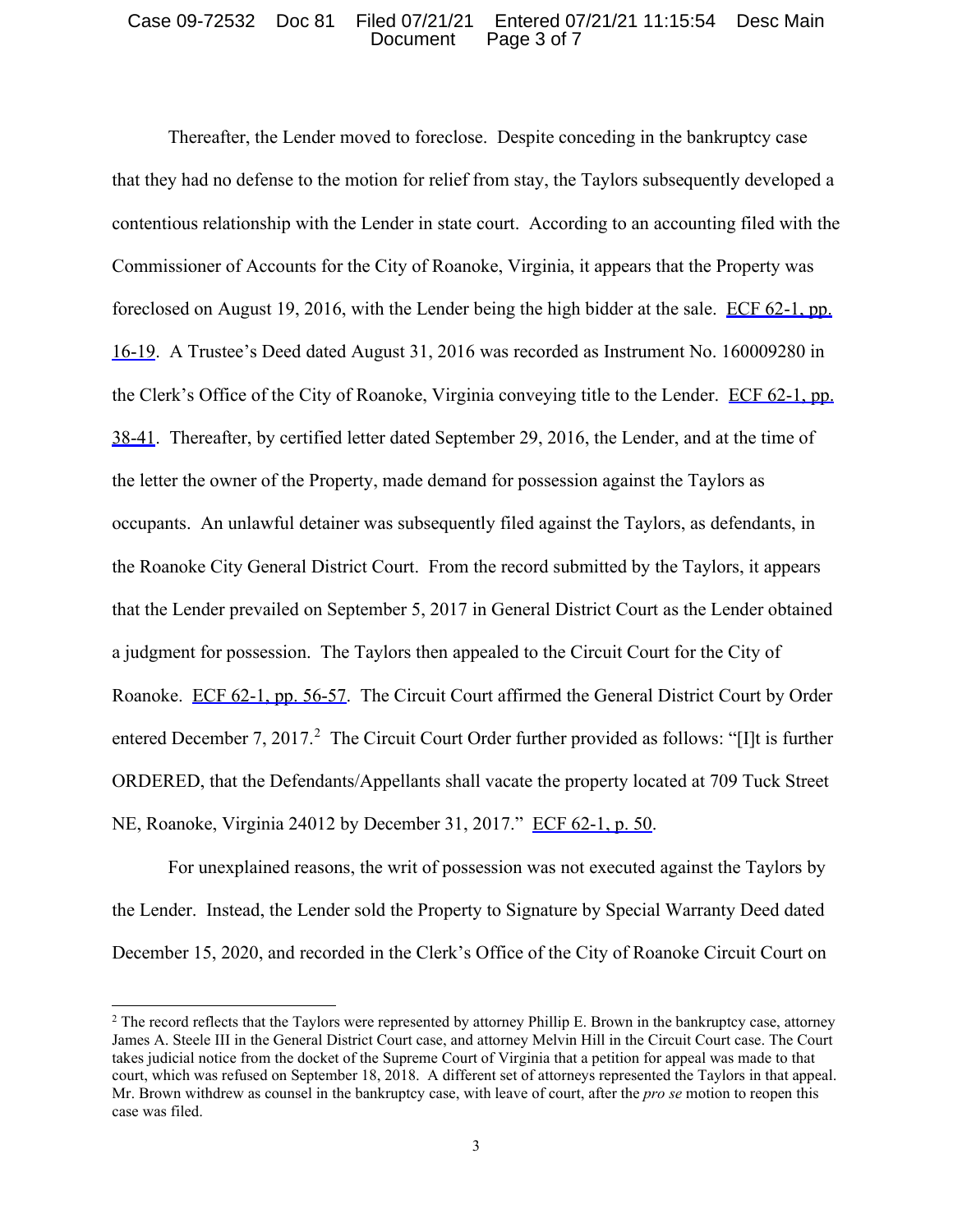Thereafter, the Lender moved to foreclose. Despite conceding in the bankruptcy case that they had no defense to the motion for relief from stay, the Taylors subsequently developed a contentious relationship with the Lender in state court. According to an accounting filed with the Commissioner of Accounts for the City of Roanoke, Virginia, it appears that the Property was foreclosed on August 19, 2016, with the Lender being the high bidder at the sale. ECF 62-1, pp. 16-19. A Trustee's Deed dated August 31, 2016 was recorded as Instrument No. 160009280 in the Clerk's Office of the City of Roanoke, Virginia conveying title to the Lender. ECF 62-1, pp. 38-41. Thereafter, by certified letter dated September 29, 2016, the Lender, and at the time of the letter the owner of the Property, made demand for possession against the Taylors as occupants. An unlawful detainer was subsequently filed against the Taylors, as defendants, in the Roanoke City General District Court. From the record submitted by the Taylors, it appears that the Lender prevailed on September 5, 2017 in General District Court as the Lender obtained a judgment for possession. The Taylors then appealed to the Circuit Court for the City of Roanoke. ECF 62-1, pp. 56-57. The Circuit Court affirmed the General District Court by Order entered December 7, 2017.[2] The Circuit Court Order further provided as follows: "[I]t is further ORDERED, that the Defendants/Appellants shall vacate the property located at 709 Tuck Street NE, Roanoke, Virginia 24012 by December 31, 2017." ECF 62-1, p. 50.

For unexplained reasons, the writ of possession was not executed against the Taylors by the Lender. Instead, the Lender sold the Property to Signature by Special Warranty Deed dated December 15, 2020, and recorded in the Clerk's Office of the City of Roanoke Circuit Court on

[2] The record reflects that the Taylors were represented by attorney Phillip E. Brown in the bankruptcy case, attorney James A. Steele III in the General District Court case, and attorney Melvin Hill in the Circuit Court case. The Court takes judicial notice from the docket of the Supreme Court of Virginia that a petition for appeal was made to that court, which was refused on September 18, 2018. A different set of attorneys represented the Taylors in that appeal. Mr. Brown withdrew as counsel in the bankruptcy case, with leave of court, after the *pro se* motion to reopen this case was filed.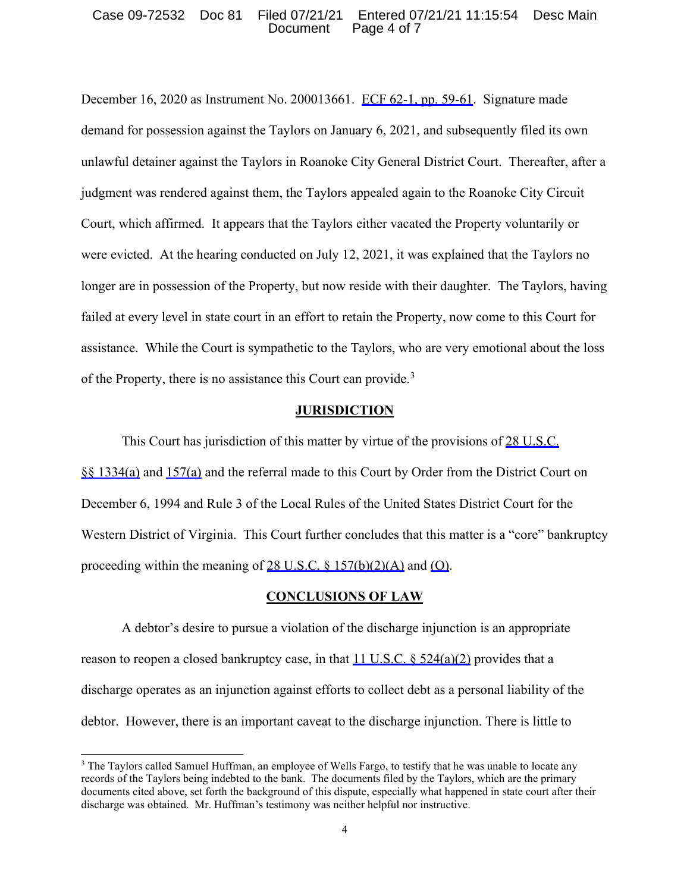December 16, 2020 as Instrument No. 200013661. ECF 62-1, pp. 59-61. Signature made demand for possession against the Taylors on January 6, 2021, and subsequently filed its own unlawful detainer against the Taylors in Roanoke City General District Court. Thereafter, after a judgment was rendered against them, the Taylors appealed again to the Roanoke City Circuit Court, which affirmed. It appears that the Taylors either vacated the Property voluntarily or were evicted. At the hearing conducted on July 12, 2021, it was explained that the Taylors no longer are in possession of the Property, but now reside with their daughter. The Taylors, having failed at every level in state court in an effort to retain the Property, now come to this Court for assistance. While the Court is sympathetic to the Taylors, who are very emotional about the loss of the Property, there is no assistance this Court can provide.[3]

## JURISDICTION

This Court has jurisdiction of this matter by virtue of the provisions of 28 U.S.C. §§ 1334(a) and 157(a) and the referral made to this Court by Order from the District Court on December 6, 1994 and Rule 3 of the Local Rules of the United States District Court for the Western District of Virginia. This Court further concludes that this matter is a "core" bankruptcy proceeding within the meaning of 28 U.S.C. § 157(b)(2)(A) and (O).

## CONCLUSIONS OF LAW

A debtor's desire to pursue a violation of the discharge injunction is an appropriate reason to reopen a closed bankruptcy case, in that 11 U.S.C. § 524(a)(2) provides that a discharge operates as an injunction against efforts to collect debt as a personal liability of the debtor. However, there is an important caveat to the discharge injunction. There is little to

[3] The Taylors called Samuel Huffman, an employee of Wells Fargo, to testify that he was unable to locate any records of the Taylors being indebted to the bank. The documents filed by the Taylors, which are the primary documents cited above, set forth the background of this dispute, especially what happened in state court after their discharge was obtained. Mr. Huffman's testimony was neither helpful nor instructive.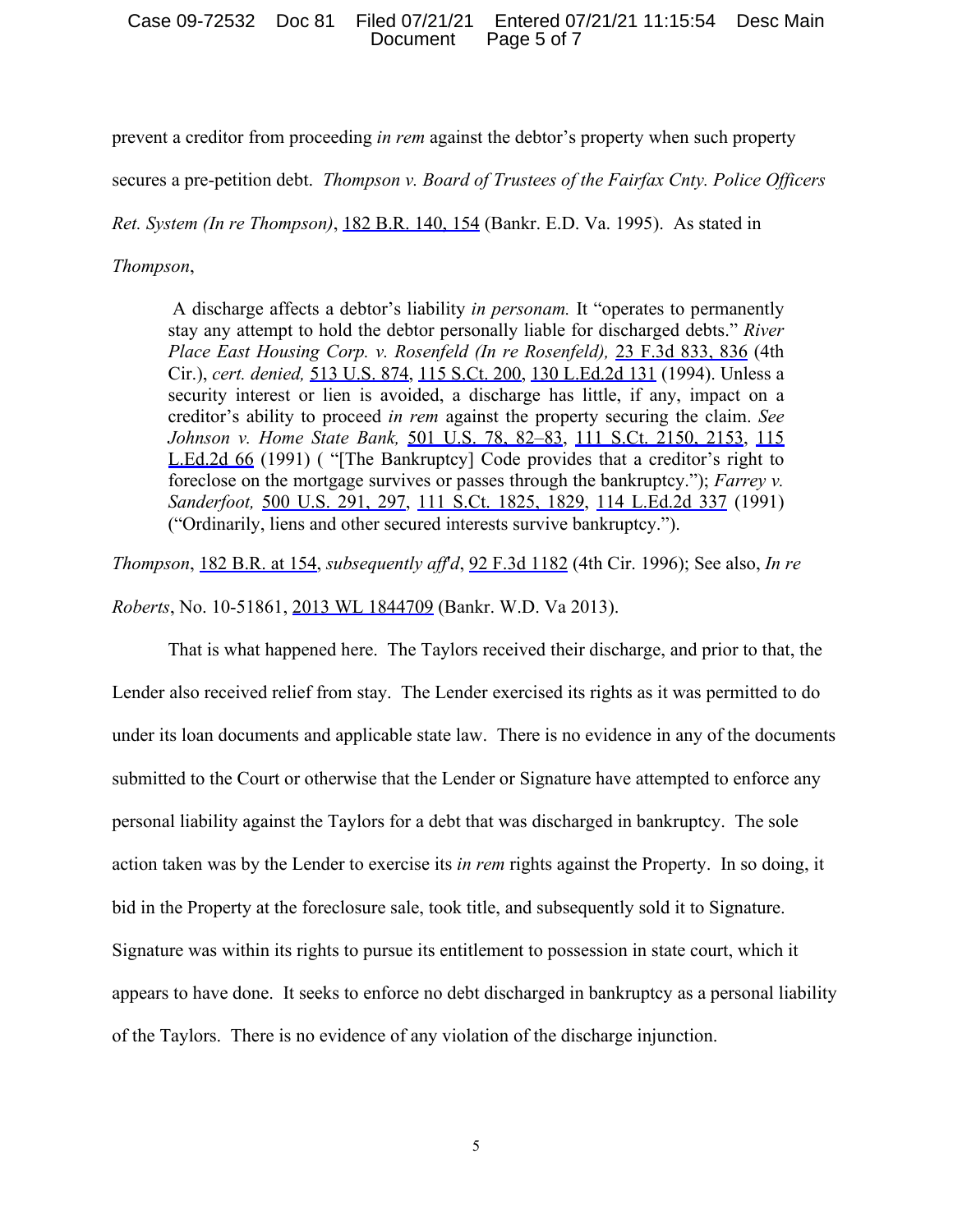prevent a creditor from proceeding *in rem* against the debtor's property when such property secures a pre-petition debt. *Thompson v. Board of Trustees of the Fairfax Cnty. Police Officers Ret. System (In re Thompson)*, 182 B.R. 140, 154 (Bankr. E.D. Va. 1995). As stated in *Thompson*,

> A discharge affects a debtor's liability *in personam.* It "operates to permanently stay any attempt to hold the debtor personally liable for discharged debts." *River Place East Housing Corp. v. Rosenfeld (In re Rosenfeld),* 23 F.3d 833, 836 (4th Cir.), *cert. denied,* 513 U.S. 874, 115 S.Ct. 200, 130 L.Ed.2d 131 (1994). Unless a security interest or lien is avoided, a discharge has little, if any, impact on a creditor's ability to proceed *in rem* against the property securing the claim. *See Johnson v. Home State Bank,* 501 U.S. 78, 82–83, 111 S.Ct. 2150, 2153, 115 L.Ed.2d 66 (1991) ( "[The Bankruptcy] Code provides that a creditor's right to foreclose on the mortgage survives or passes through the bankruptcy."); *Farrey v. Sanderfoot,* 500 U.S. 291, 297, 111 S.Ct. 1825, 1829, 114 L.Ed.2d 337 (1991) ("Ordinarily, liens and other secured interests survive bankruptcy.").

*Thompson*, 182 B.R. at 154, *subsequently aff'd*, 92 F.3d 1182 (4th Cir. 1996); See also, *In re Roberts*, No. 10-51861, 2013 WL 1844709 (Bankr. W.D. Va 2013).

That is what happened here. The Taylors received their discharge, and prior to that, the Lender also received relief from stay. The Lender exercised its rights as it was permitted to do under its loan documents and applicable state law. There is no evidence in any of the documents submitted to the Court or otherwise that the Lender or Signature have attempted to enforce any personal liability against the Taylors for a debt that was discharged in bankruptcy. The sole action taken was by the Lender to exercise its *in rem* rights against the Property. In so doing, it bid in the Property at the foreclosure sale, took title, and subsequently sold it to Signature. Signature was within its rights to pursue its entitlement to possession in state court, which it appears to have done. It seeks to enforce no debt discharged in bankruptcy as a personal liability of the Taylors. There is no evidence of any violation of the discharge injunction.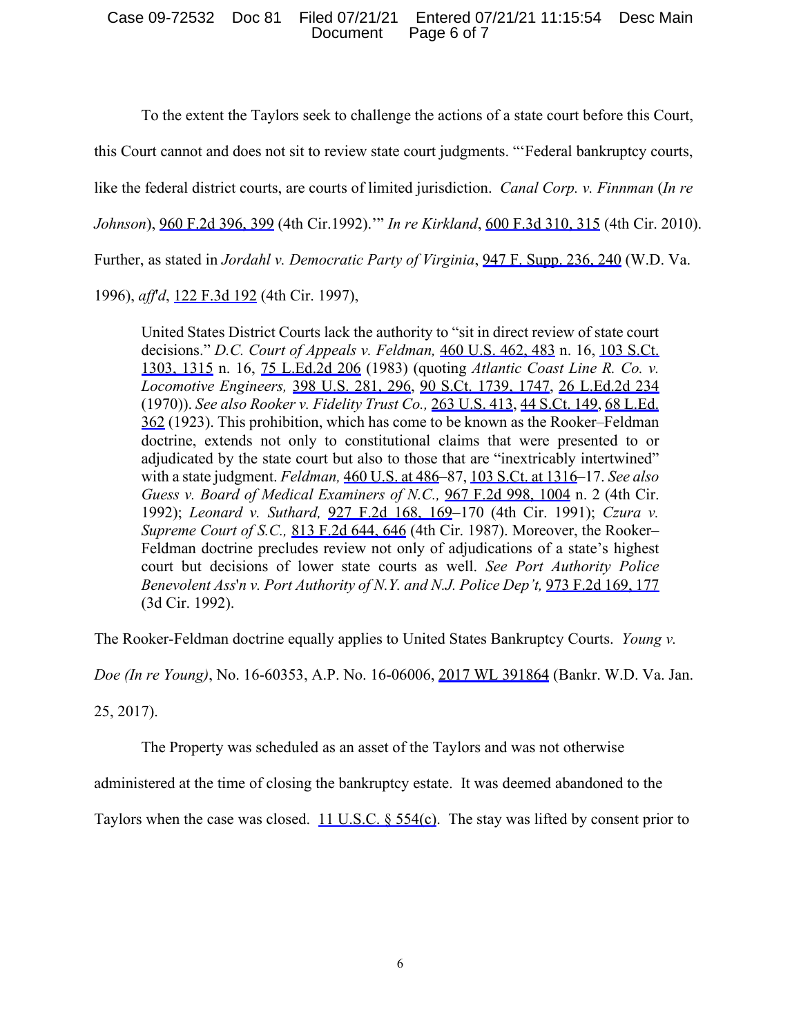To the extent the Taylors seek to challenge the actions of a state court before this Court, this Court cannot and does not sit to review state court judgments. "'Federal bankruptcy courts, like the federal district courts, are courts of limited jurisdiction. *Canal Corp. v. Finnman* (*In re Johnson*), 960 F.2d 396, 399 (4th Cir.1992).'" *In re Kirkland*, 600 F.3d 310, 315 (4th Cir. 2010). Further, as stated in *Jordahl v. Democratic Party of Virginia*, 947 F. Supp. 236, 240 (W.D. Va. 1996), *aff'd*, 122 F.3d 192 (4th Cir. 1997),

> United States District Courts lack the authority to "sit in direct review of state court decisions." *D.C. Court of Appeals v. Feldman,* 460 U.S. 462, 483 n. 16, 103 S.Ct. 1303, 1315 n. 16, 75 L.Ed.2d 206 (1983) (quoting *Atlantic Coast Line R. Co. v. Locomotive Engineers,* 398 U.S. 281, 296, 90 S.Ct. 1739, 1747, 26 L.Ed.2d 234 (1970)). *See also Rooker v. Fidelity Trust Co.,* 263 U.S. 413, 44 S.Ct. 149, 68 L.Ed. 362 (1923). This prohibition, which has come to be known as the Rooker–Feldman doctrine, extends not only to constitutional claims that were presented to or adjudicated by the state court but also to those that are "inextricably intertwined" with a state judgment. *Feldman,* 460 U.S. at 486–87, 103 S.Ct. at 1316–17. *See also Guess v. Board of Medical Examiners of N.C.,* 967 F.2d 998, 1004 n. 2 (4th Cir. 1992); *Leonard v. Suthard,* 927 F.2d 168, 169–170 (4th Cir. 1991); *Czura v. Supreme Court of S.C.,* 813 F.2d 644, 646 (4th Cir. 1987). Moreover, the Rooker–Feldman doctrine precludes review not only of adjudications of a state's highest court but decisions of lower state courts as well. *See Port Authority Police Benevolent Ass'n v. Port Authority of N.Y. and N.J. Police Dep't,* 973 F.2d 169, 177 (3d Cir. 1992).

The Rooker-Feldman doctrine equally applies to United States Bankruptcy Courts. *Young v. Doe (In re Young)*, No. 16-60353, A.P. No. 16-06006, 2017 WL 391864 (Bankr. W.D. Va. Jan. 25, 2017).

The Property was scheduled as an asset of the Taylors and was not otherwise administered at the time of closing the bankruptcy estate. It was deemed abandoned to the Taylors when the case was closed. 11 U.S.C. § 554(c). The stay was lifted by consent prior to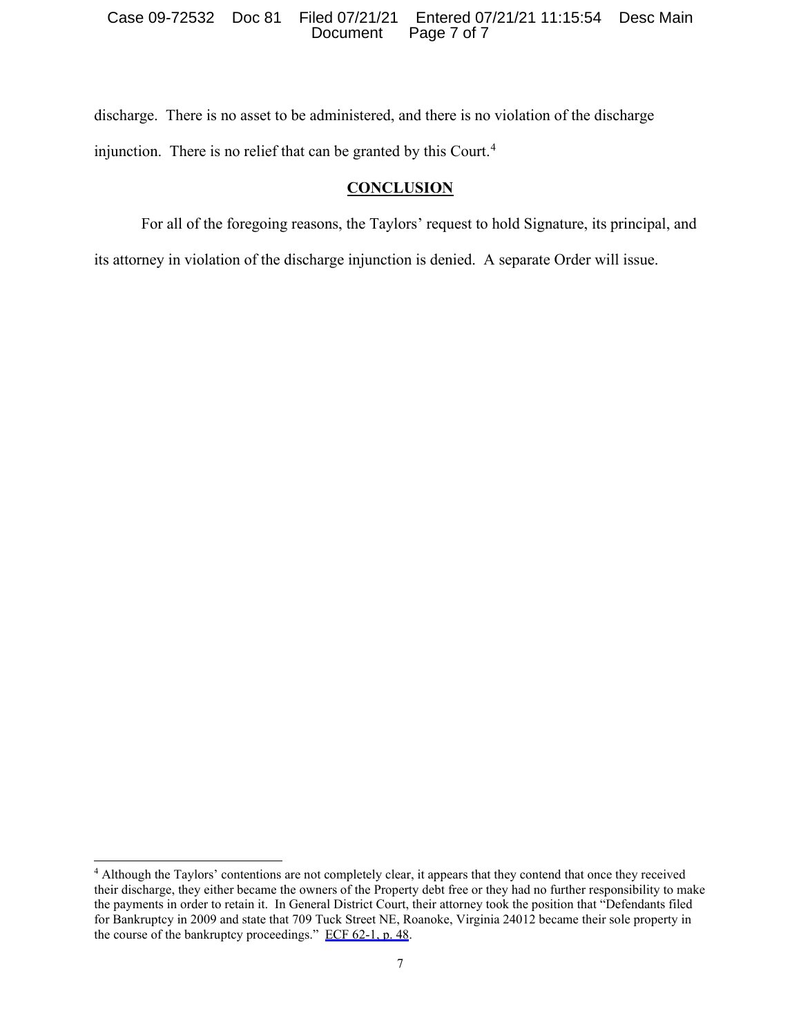discharge. There is no asset to be administered, and there is no violation of the discharge injunction. There is no relief that can be granted by this Court.[4]

## CONCLUSION

For all of the foregoing reasons, the Taylors' request to hold Signature, its principal, and its attorney in violation of the discharge injunction is denied. A separate Order will issue.

---

[4] Although the Taylors' contentions are not completely clear, it appears that they contend that once they received their discharge, they either became the owners of the Property debt free or they had no further responsibility to make the payments in order to retain it. In General District Court, their attorney took the position that "Defendants filed for Bankruptcy in 2009 and state that 709 Tuck Street NE, Roanoke, Virginia 24012 became their sole property in the course of the bankruptcy proceedings." ECF 62-1, p. 48.